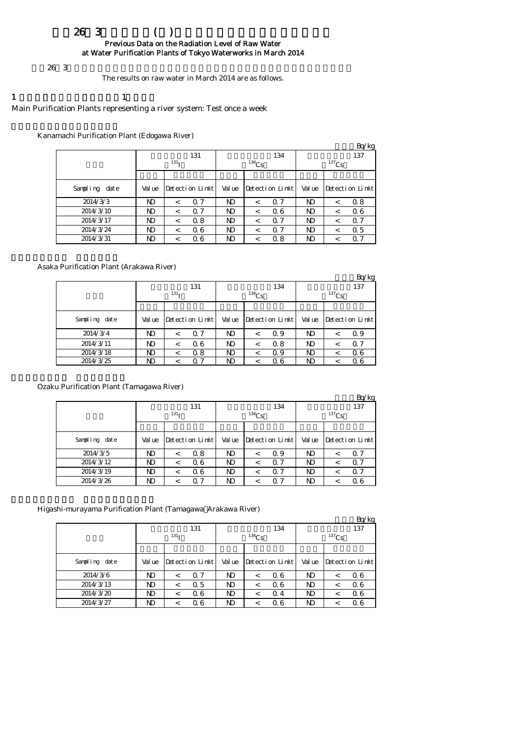# 26 3 ( )

## Previous Data on the Radiation Level of Raw Water at Water Purification Plants of Tokyo Waterworks in March 2014

26 3

The results on raw water in March 2014 are as follows.

1 1

Main Purification Plants representing a river system: Test once a week

Kanamachi Purification Plant (Edogawa River)

Bq/kg

| | 131 $^{131}I$ | | 134 $^{134}Cs$ | | 137 $^{137}Cs$ | |
|---|---|---|---|---|---|---|
| Sampling date | Value | Detection Limit | Value | Detection Limit | Value | Detection Limit |
| 2014/3/3 | ND | < 0.7 | ND | < 0.7 | ND | < 0.8 |
| 2014/3/10 | ND | < 0.7 | ND | < 0.6 | ND | < 0.6 |
| 2014/3/17 | ND | < 0.8 | ND | < 0.7 | ND | < 0.7 |
| 2014/3/24 | ND | < 0.6 | ND | < 0.7 | ND | < 0.5 |
| 2014/3/31 | ND | < 0.6 | ND | < 0.8 | ND | < 0.7 |

Asaka Purification Plant (Arakawa River)

Bq/kg

| | 131 $^{131}I$ | | 134 $^{134}Cs$ | | 137 $^{137}Cs$ | |
|---|---|---|---|---|---|---|
| Sampling date | Value | Detection Limit | Value | Detection Limit | Value | Detection Limit |
| 2014/3/4 | ND | < 0.7 | ND | < 0.9 | ND | < 0.9 |
| 2014/3/11 | ND | < 0.6 | ND | < 0.8 | ND | < 0.7 |
| 2014/3/18 | ND | < 0.8 | ND | < 0.9 | ND | < 0.6 |
| 2014/3/25 | ND | < 0.7 | ND | < 0.6 | ND | < 0.6 |

Ozaku Purification Plant (Tamagawa River)

Bq/kg

| | 131 $^{131}I$ | | 134 $^{134}Cs$ | | 137 $^{137}Cs$ | |
|---|---|---|---|---|---|---|
| Sampling date | Value | Detection Limit | Value | Detection Limit | Value | Detection Limit |
| 2014/3/5 | ND | < 0.8 | ND | < 0.9 | ND | < 0.7 |
| 2014/3/12 | ND | < 0.6 | ND | < 0.7 | ND | < 0.7 |
| 2014/3/19 | ND | < 0.6 | ND | < 0.7 | ND | < 0.7 |
| 2014/3/26 | ND | < 0.7 | ND | < 0.7 | ND | < 0.6 |

Higashi-murayama Purification Plant (Tamagawa Arakawa River)

Bq/kg

| | 131 $^{131}I$ | | 134 $^{134}Cs$ | | 137 $^{137}Cs$ | |
|---|---|---|---|---|---|---|
| Sampling date | Value | Detection Limit | Value | Detection Limit | Value | Detection Limit |
| 2014/3/6 | ND | < 0.7 | ND | < 0.6 | ND | < 0.6 |
| 2014/3/13 | ND | < 0.5 | ND | < 0.6 | ND | < 0.6 |
| 2014/3/20 | ND | < 0.6 | ND | < 0.4 | ND | < 0.6 |
| 2014/3/27 | ND | < 0.6 | ND | < 0.6 | ND | < 0.6 |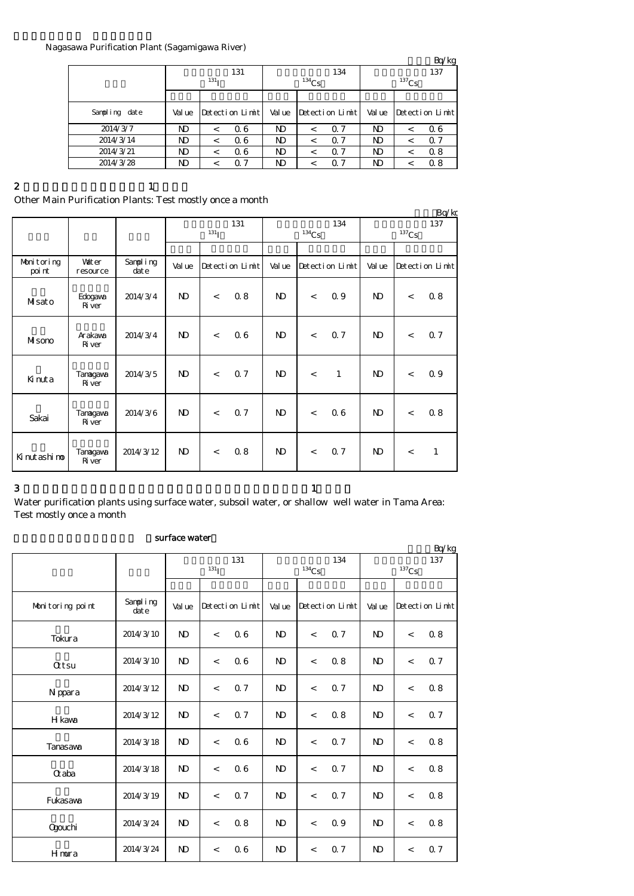Nagasawa Purification Plant (Sagamigawa River)

Bq/kg

| | 131 $^{131}$I | | | 134 $^{134}$Cs | | | 137 $^{137}$Cs | | |
|---|---|---|---|---|---|---|---|---|---|
| Sampling date | Value | Detection Limit | | Value | Detection Limit | | Value | Detection Limit | |
| 2014/3/7 | ND | < | 0.6 | ND | < | 0.7 | ND | < | 0.6 |
| 2014/3/14 | ND | < | 0.6 | ND | < | 0.7 | ND | < | 0.7 |
| 2014/3/21 | ND | < | 0.6 | ND | < | 0.7 | ND | < | 0.8 |
| 2014/3/28 | ND | < | 0.7 | ND | < | 0.7 | ND | < | 0.8 |

2 1

Other Main Purification Plants: Test mostly once a month

Bq/kg

| | | | 131 $^{131}$I | | | 134 $^{134}$Cs | | | 137 $^{137}$Cs | | |
|---|---|---|---|---|---|---|---|---|---|---|---|
| Monitoring point | Water resource | Sampling date | Value | Detection Limit | | Value | Detection Limit | | Value | Detection Limit | |
| Misato | Edogawa River | 2014/3/4 | ND | < | 0.8 | ND | < | 0.9 | ND | < | 0.8 |
| Misono | Arakawa River | 2014/3/4 | ND | < | 0.6 | ND | < | 0.7 | ND | < | 0.7 |
| Kinuta | Tamagawa River | 2014/3/5 | ND | < | 0.7 | ND | < | 1 | ND | < | 0.9 |
| Sakai | Tamagawa River | 2014/3/6 | ND | < | 0.7 | ND | < | 0.6 | ND | < | 0.8 |
| Kinutashimo | Tamagawa River | 2014/3/12 | ND | < | 0.8 | ND | < | 0.7 | ND | < | 1 |

3 1

Water purification plants using surface water, subsoil water, or shallow well water in Tama Area: Test mostly once a month

surface water

Bq/kg

| | | 131 $^{131}$I | | | 134 $^{134}$Cs | | | 137 $^{137}$Cs | | |
|---|---|---|---|---|---|---|---|---|---|---|
| Monitoring point | Sampling date | Value | Detection Limit | | Value | Detection Limit | | Value | Detection Limit | |
| Tokura | 2014/3/10 | ND | < | 0.6 | ND | < | 0.7 | ND | < | 0.8 |
| Ottsu | 2014/3/10 | ND | < | 0.6 | ND | < | 0.8 | ND | < | 0.7 |
| Nippara | 2014/3/12 | ND | < | 0.7 | ND | < | 0.7 | ND | < | 0.8 |
| Hikawa | 2014/3/12 | ND | < | 0.7 | ND | < | 0.8 | ND | < | 0.7 |
| Tanasawa | 2014/3/18 | ND | < | 0.6 | ND | < | 0.7 | ND | < | 0.8 |
| Otaba | 2014/3/18 | ND | < | 0.6 | ND | < | 0.7 | ND | < | 0.8 |
| Fukasawa | 2014/3/19 | ND | < | 0.7 | ND | < | 0.7 | ND | < | 0.8 |
| Ogouchi | 2014/3/24 | ND | < | 0.8 | ND | < | 0.9 | ND | < | 0.8 |
| Himura | 2014/3/24 | ND | < | 0.6 | ND | < | 0.7 | ND | < | 0.7 |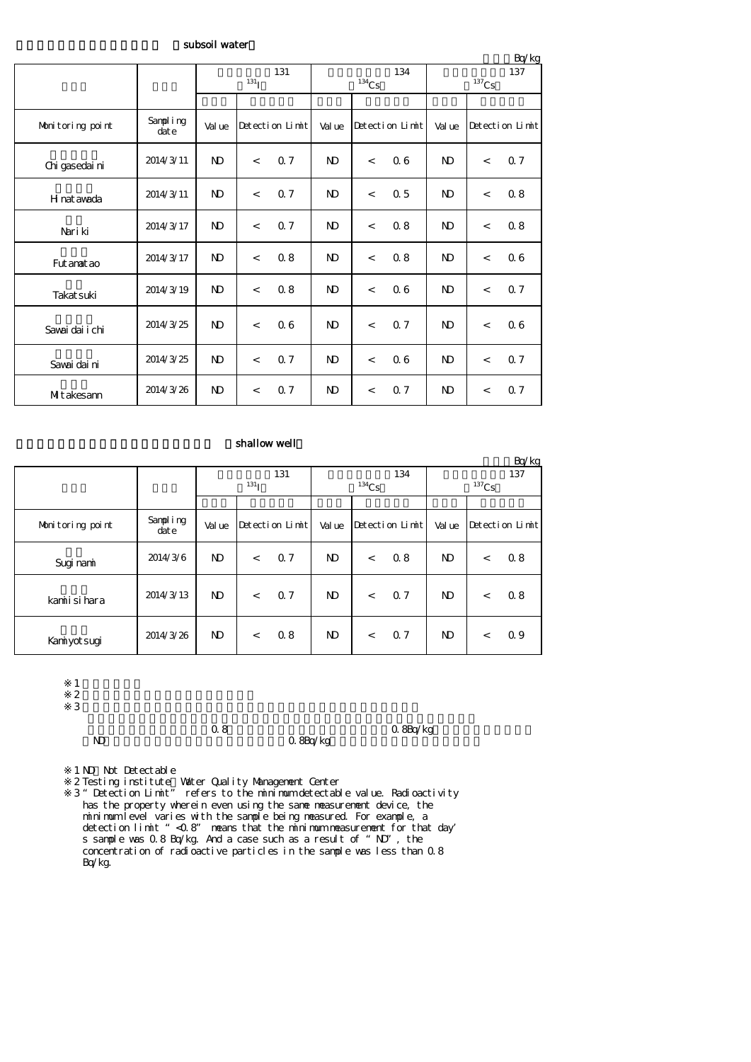subsoil water

Bq/kg

| | | 131 $^{131}I$ | | | 134 $^{134}Cs$ | | | 137 $^{137}Cs$ | | |
|---|---|---|---|---|---|---|---|---|---|---|
| Monitoring point | Sampling date | Value | Detection Limit | | Value | Detection Limit | | Value | Detection Limit | |
| Chigasedaini | 2014/3/11 | ND | < | 0.7 | ND | < | 0.6 | ND | < | 0.7 |
| Hinatawada | 2014/3/11 | ND | < | 0.7 | ND | < | 0.5 | ND | < | 0.8 |
| Nariki | 2014/3/17 | ND | < | 0.7 | ND | < | 0.8 | ND | < | 0.8 |
| Futamatao | 2014/3/17 | ND | < | 0.8 | ND | < | 0.8 | ND | < | 0.6 |
| Takatsuki | 2014/3/19 | ND | < | 0.8 | ND | < | 0.6 | ND | < | 0.7 |
| Sawaidaiichi | 2014/3/25 | ND | < | 0.6 | ND | < | 0.7 | ND | < | 0.6 |
| Sawaidaini | 2014/3/25 | ND | < | 0.7 | ND | < | 0.6 | ND | < | 0.7 |
| Mitakesann | 2014/3/26 | ND | < | 0.7 | ND | < | 0.7 | ND | < | 0.7 |

shallow well

Bq/kg

| | | 131 $^{131}I$ | | | 134 $^{134}Cs$ | | | 137 $^{137}Cs$ | | |
|---|---|---|---|---|---|---|---|---|---|---|
| Monitoring point | Sampling date | Value | Detection Limit | | Value | Detection Limit | | Value | Detection Limit | |
| Suginami | 2014/3/6 | ND | < | 0.7 | ND | < | 0.8 | ND | < | 0.8 |
| kamiishihara | 2014/3/13 | ND | < | 0.7 | ND | < | 0.7 | ND | < | 0.8 |
| Kamiyotsugi | 2014/3/26 | ND | < | 0.8 | ND | < | 0.7 | ND | < | 0.9 |

※1

※2

※3

0.8 0.8Bq/kg

ND 0.8Bq/kg

※1 ND Not Detectable

※2 Testing institute Water Quality Management Center

※3 "Detection Limit" refers to the minimum detectable value. Radioactivity has the property wherein even using the same measurement device, the minimum level varies with the sample being measured. For example, a detection limit "<0.8" means that the minimum measurement for that day's sample was 0.8 Bq/kg. And a case such as a result of "ND", the concentration of radioactive particles in the sample was less than 0.8 Bq/kg.